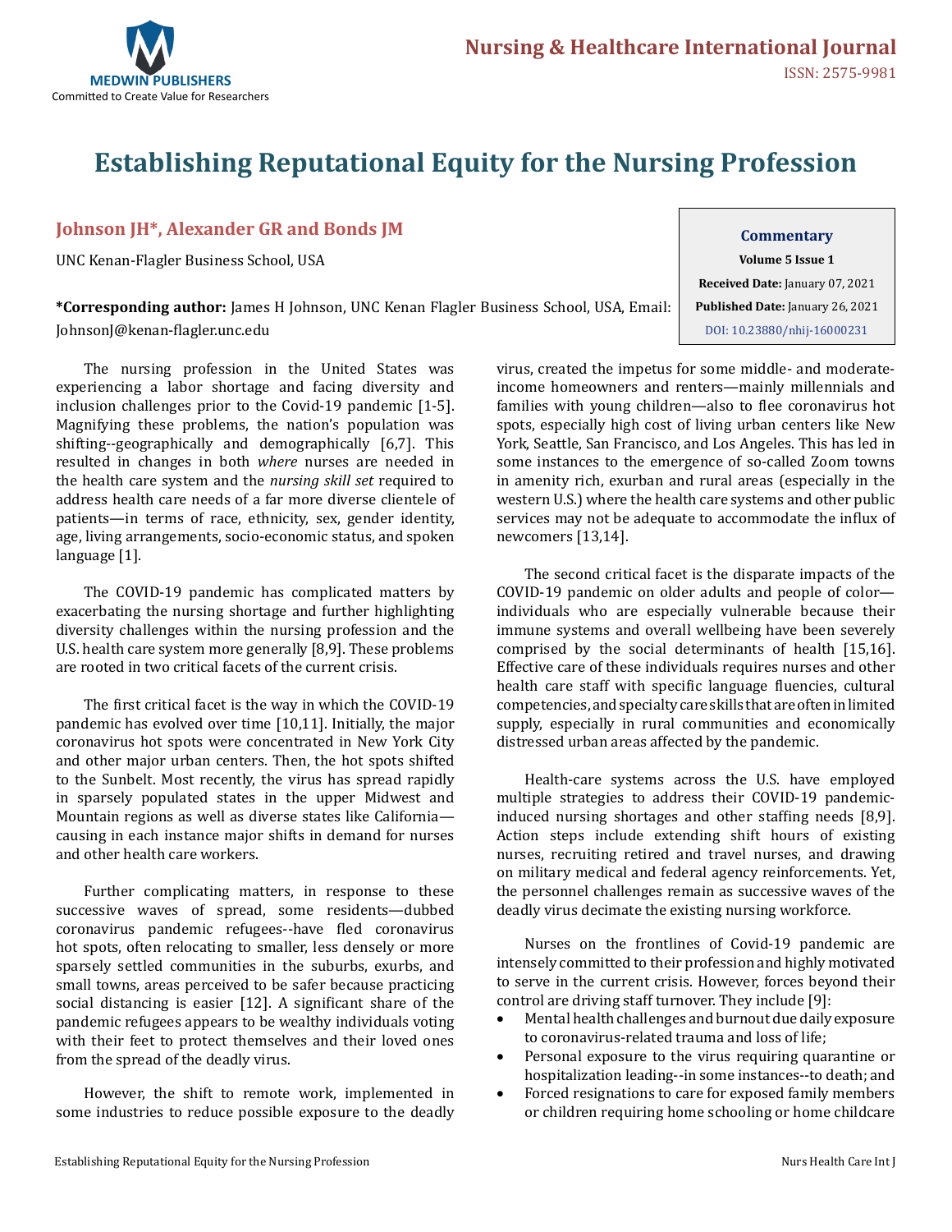# Establishing Reputational Equity for the Nursing Profession

**Johnson JH*, Alexander GR and Bonds JM**

UNC Kenan-Flagler Business School, USA

**\*Corresponding author:** James H Johnson, UNC Kenan Flagler Business School, USA, Email: JohnsonJ@kenan-flagler.unc.edu

**Commentary**
**Volume 5 Issue 1**
**Received Date:** January 07, 2021
**Published Date:** January 26, 2021
DOI: 10.23880/nhij-16000231

The nursing profession in the United States was experiencing a labor shortage and facing diversity and inclusion challenges prior to the Covid-19 pandemic [1-5]. Magnifying these problems, the nation's population was shifting--geographically and demographically [6,7]. This resulted in changes in both *where* nurses are needed in the health care system and the *nursing skill set* required to address health care needs of a far more diverse clientele of patients—in terms of race, ethnicity, sex, gender identity, age, living arrangements, socio-economic status, and spoken language [1].

The COVID-19 pandemic has complicated matters by exacerbating the nursing shortage and further highlighting diversity challenges within the nursing profession and the U.S. health care system more generally [8,9]. These problems are rooted in two critical facets of the current crisis.

The first critical facet is the way in which the COVID-19 pandemic has evolved over time [10,11]. Initially, the major coronavirus hot spots were concentrated in New York City and other major urban centers. Then, the hot spots shifted to the Sunbelt. Most recently, the virus has spread rapidly in sparsely populated states in the upper Midwest and Mountain regions as well as diverse states like California—causing in each instance major shifts in demand for nurses and other health care workers.

Further complicating matters, in response to these successive waves of spread, some residents—dubbed coronavirus pandemic refugees--have fled coronavirus hot spots, often relocating to smaller, less densely or more sparsely settled communities in the suburbs, exurbs, and small towns, areas perceived to be safer because practicing social distancing is easier [12]. A significant share of the pandemic refugees appears to be wealthy individuals voting with their feet to protect themselves and their loved ones from the spread of the deadly virus.

However, the shift to remote work, implemented in some industries to reduce possible exposure to the deadly virus, created the impetus for some middle- and moderate-income homeowners and renters—mainly millennials and families with young children—also to flee coronavirus hot spots, especially high cost of living urban centers like New York, Seattle, San Francisco, and Los Angeles. This has led in some instances to the emergence of so-called Zoom towns in amenity rich, exurban and rural areas (especially in the western U.S.) where the health care systems and other public services may not be adequate to accommodate the influx of newcomers [13,14].

The second critical facet is the disparate impacts of the COVID-19 pandemic on older adults and people of color—individuals who are especially vulnerable because their immune systems and overall wellbeing have been severely comprised by the social determinants of health [15,16]. Effective care of these individuals requires nurses and other health care staff with specific language fluencies, cultural competencies, and specialty care skills that are often in limited supply, especially in rural communities and economically distressed urban areas affected by the pandemic.

Health-care systems across the U.S. have employed multiple strategies to address their COVID-19 pandemic-induced nursing shortages and other staffing needs [8,9]. Action steps include extending shift hours of existing nurses, recruiting retired and travel nurses, and drawing on military medical and federal agency reinforcements. Yet, the personnel challenges remain as successive waves of the deadly virus decimate the existing nursing workforce.

Nurses on the frontlines of Covid-19 pandemic are intensely committed to their profession and highly motivated to serve in the current crisis. However, forces beyond their control are driving staff turnover. They include [9]:

- Mental health challenges and burnout due daily exposure to coronavirus-related trauma and loss of life;
- Personal exposure to the virus requiring quarantine or hospitalization leading--in some instances--to death; and
- Forced resignations to care for exposed family members or children requiring home schooling or home childcare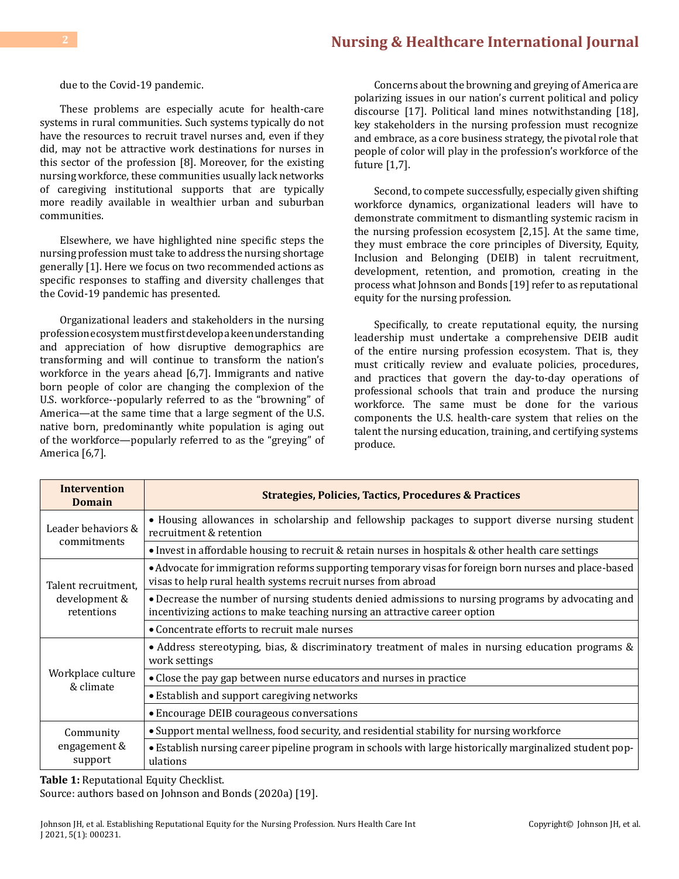due to the Covid-19 pandemic.

These problems are especially acute for health-care systems in rural communities. Such systems typically do not have the resources to recruit travel nurses and, even if they did, may not be attractive work destinations for nurses in this sector of the profession [8]. Moreover, for the existing nursing workforce, these communities usually lack networks of caregiving institutional supports that are typically more readily available in wealthier urban and suburban communities.

Elsewhere, we have highlighted nine specific steps the nursing profession must take to address the nursing shortage generally [1]. Here we focus on two recommended actions as specific responses to staffing and diversity challenges that the Covid-19 pandemic has presented.

Organizational leaders and stakeholders in the nursing profession ecosystem must first develop a keen understanding and appreciation of how disruptive demographics are transforming and will continue to transform the nation's workforce in the years ahead [6,7]. Immigrants and native born people of color are changing the complexion of the U.S. workforce--popularly referred to as the "browning" of America—at the same time that a large segment of the U.S. native born, predominantly white population is aging out of the workforce—popularly referred to as the "greying" of America [6,7].

Concerns about the browning and greying of America are polarizing issues in our nation's current political and policy discourse [17]. Political land mines notwithstanding [18], key stakeholders in the nursing profession must recognize and embrace, as a core business strategy, the pivotal role that people of color will play in the profession's workforce of the future [1,7].

Second, to compete successfully, especially given shifting workforce dynamics, organizational leaders will have to demonstrate commitment to dismantling systemic racism in the nursing profession ecosystem [2,15]. At the same time, they must embrace the core principles of Diversity, Equity, Inclusion and Belonging (DEIB) in talent recruitment, development, retention, and promotion, creating in the process what Johnson and Bonds [19] refer to as reputational equity for the nursing profession.

Specifically, to create reputational equity, the nursing leadership must undertake a comprehensive DEIB audit of the entire nursing profession ecosystem. That is, they must critically review and evaluate policies, procedures, and practices that govern the day-to-day operations of professional schools that train and produce the nursing workforce. The same must be done for the various components the U.S. health-care system that relies on the talent the nursing education, training, and certifying systems produce.

| Intervention Domain | Strategies, Policies, Tactics, Procedures & Practices |
|---|---|
| Leader behaviors & commitments | • Housing allowances in scholarship and fellowship packages to support diverse nursing student recruitment & retention |
| | • Invest in affordable housing to recruit & retain nurses in hospitals & other health care settings |
| Talent recruitment, development & retentions | • Advocate for immigration reforms supporting temporary visas for foreign born nurses and place-based visas to help rural health systems recruit nurses from abroad |
| | • Decrease the number of nursing students denied admissions to nursing programs by advocating and incentivizing actions to make teaching nursing an attractive career option |
| | • Concentrate efforts to recruit male nurses |
| Workplace culture & climate | • Address stereotyping, bias, & discriminatory treatment of males in nursing education programs & work settings |
| | • Close the pay gap between nurse educators and nurses in practice |
| | • Establish and support caregiving networks |
| | • Encourage DEIB courageous conversations |
| Community engagement & support | • Support mental wellness, food security, and residential stability for nursing workforce |
| | • Establish nursing career pipeline program in schools with large historically marginalized student populations |

**Table 1:** Reputational Equity Checklist.
Source: authors based on Johnson and Bonds (2020a) [19].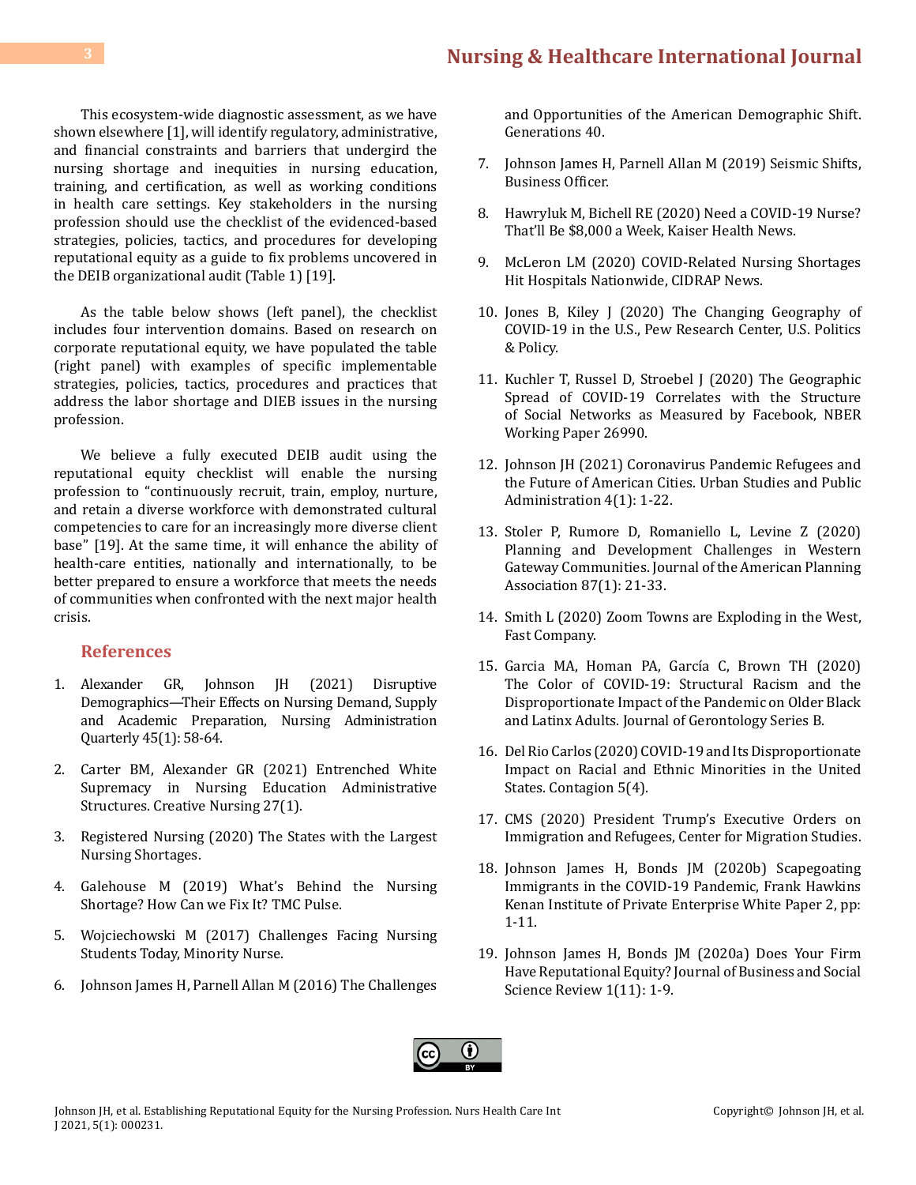This ecosystem-wide diagnostic assessment, as we have shown elsewhere [1], will identify regulatory, administrative, and financial constraints and barriers that undergird the nursing shortage and inequities in nursing education, training, and certification, as well as working conditions in health care settings. Key stakeholders in the nursing profession should use the checklist of the evidenced-based strategies, policies, tactics, and procedures for developing reputational equity as a guide to fix problems uncovered in the DEIB organizational audit (Table 1) [19].

As the table below shows (left panel), the checklist includes four intervention domains. Based on research on corporate reputational equity, we have populated the table (right panel) with examples of specific implementable strategies, policies, tactics, procedures and practices that address the labor shortage and DIEB issues in the nursing profession.

We believe a fully executed DEIB audit using the reputational equity checklist will enable the nursing profession to "continuously recruit, train, employ, nurture, and retain a diverse workforce with demonstrated cultural competencies to care for an increasingly more diverse client base" [19]. At the same time, it will enhance the ability of health-care entities, nationally and internationally, to be better prepared to ensure a workforce that meets the needs of communities when confronted with the next major health crisis.

## References

1. Alexander GR, Johnson JH (2021) Disruptive Demographics—Their Effects on Nursing Demand, Supply and Academic Preparation, Nursing Administration Quarterly 45(1): 58-64.
2. Carter BM, Alexander GR (2021) Entrenched White Supremacy in Nursing Education Administrative Structures. Creative Nursing 27(1).
3. Registered Nursing (2020) The States with the Largest Nursing Shortages.
4. Galehouse M (2019) What's Behind the Nursing Shortage? How Can we Fix It? TMC Pulse.
5. Wojciechowski M (2017) Challenges Facing Nursing Students Today, Minority Nurse.
6. Johnson James H, Parnell Allan M (2016) The Challenges and Opportunities of the American Demographic Shift. Generations 40.
7. Johnson James H, Parnell Allan M (2019) Seismic Shifts, Business Officer.
8. Hawryluk M, Bichell RE (2020) Need a COVID-19 Nurse? That'll Be $8,000 a Week, Kaiser Health News.
9. McLeron LM (2020) COVID-Related Nursing Shortages Hit Hospitals Nationwide, CIDRAP News.
10. Jones B, Kiley J (2020) The Changing Geography of COVID-19 in the U.S., Pew Research Center, U.S. Politics & Policy.
11. Kuchler T, Russel D, Stroebel J (2020) The Geographic Spread of COVID-19 Correlates with the Structure of Social Networks as Measured by Facebook, NBER Working Paper 26990.
12. Johnson JH (2021) Coronavirus Pandemic Refugees and the Future of American Cities. Urban Studies and Public Administration 4(1): 1-22.
13. Stoler P, Rumore D, Romaniello L, Levine Z (2020) Planning and Development Challenges in Western Gateway Communities. Journal of the American Planning Association 87(1): 21-33.
14. Smith L (2020) Zoom Towns are Exploding in the West, Fast Company.
15. Garcia MA, Homan PA, García C, Brown TH (2020) The Color of COVID-19: Structural Racism and the Disproportionate Impact of the Pandemic on Older Black and Latinx Adults. Journal of Gerontology Series B.
16. Del Rio Carlos (2020) COVID-19 and Its Disproportionate Impact on Racial and Ethnic Minorities in the United States. Contagion 5(4).
17. CMS (2020) President Trump's Executive Orders on Immigration and Refugees, Center for Migration Studies.
18. Johnson James H, Bonds JM (2020b) Scapegoating Immigrants in the COVID-19 Pandemic, Frank Hawkins Kenan Institute of Private Enterprise White Paper 2, pp: 1-11.
19. Johnson James H, Bonds JM (2020a) Does Your Firm Have Reputational Equity? Journal of Business and Social Science Review 1(11): 1-9.